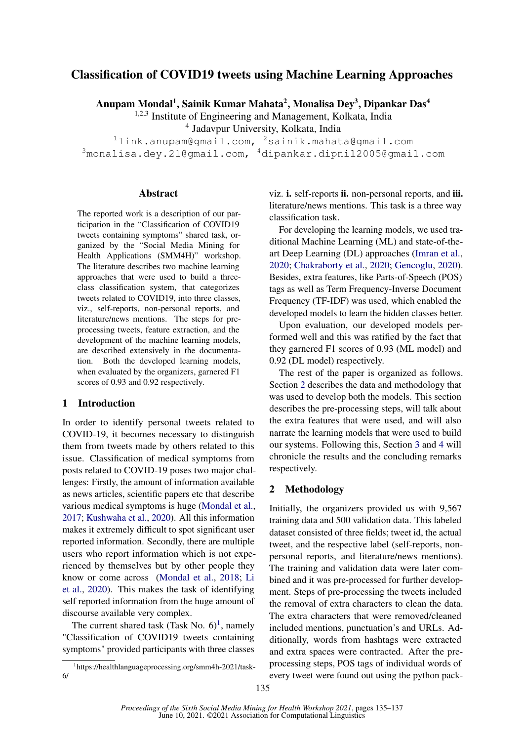# Classification of COVID19 tweets using Machine Learning Approaches

**Anupam Mondal[1], Sainik Kumar Mahata[2], Monalisa Dey[3], Dipankar Das[4]**

[1,2,3] Institute of Engineering and Management, Kolkata, India

[4] Jadavpur University, Kolkata, India

[1]link.anupam@gmail.com, [2]sainik.mahata@gmail.com
[3]monalisa.dey.21@gmail.com, [4]dipankar.dipnil2005@gmail.com

## Abstract

The reported work is a description of our participation in the "Classification of COVID19 tweets containing symptoms" shared task, organized by the "Social Media Mining for Health Applications (SMM4H)" workshop. The literature describes two machine learning approaches that were used to build a three-class classification system, that categorizes tweets related to COVID19, into three classes, viz., self-reports, non-personal reports, and literature/news mentions. The steps for pre-processing tweets, feature extraction, and the development of the machine learning models, are described extensively in the documentation. Both the developed learning models, when evaluated by the organizers, garnered F1 scores of 0.93 and 0.92 respectively.

## 1 Introduction

In order to identify personal tweets related to COVID-19, it becomes necessary to distinguish them from tweets made by others related to this issue. Classification of medical symptoms from posts related to COVID-19 poses two major challenges: Firstly, the amount of information available as news articles, scientific papers etc that describe various medical symptoms is huge (Mondal et al., 2017; Kushwaha et al., 2020). All this information makes it extremely difficult to spot significant user reported information. Secondly, there are multiple users who report information which is not experienced by themselves but by other people they know or come across (Mondal et al., 2018; Li et al., 2020). This makes the task of identifying self reported information from the huge amount of discourse available very complex.

The current shared task (Task No. 6)[1], namely "Classification of COVID19 tweets containing symptoms" provided participants with three classes viz. **i.** self-reports **ii.** non-personal reports, and **iii.** literature/news mentions. This task is a three way classification task.

For developing the learning models, we used traditional Machine Learning (ML) and state-of-the-art Deep Learning (DL) approaches (Imran et al., 2020; Chakraborty et al., 2020; Gencoglu, 2020). Besides, extra features, like Parts-of-Speech (POS) tags as well as Term Frequency-Inverse Document Frequency (TF-IDF) was used, which enabled the developed models to learn the hidden classes better.

Upon evaluation, our developed models performed well and this was ratified by the fact that they garnered F1 scores of 0.93 (ML model) and 0.92 (DL model) respectively.

The rest of the paper is organized as follows. Section 2 describes the data and methodology that was used to develop both the models. This section describes the pre-processing steps, will talk about the extra features that were used, and will also narrate the learning models that were used to build our systems. Following this, Section 3 and 4 will chronicle the results and the concluding remarks respectively.

## 2 Methodology

Initially, the organizers provided us with 9,567 training data and 500 validation data. This labeled dataset consisted of three fields; tweet id, the actual tweet, and the respective label (self-reports, non-personal reports, and literature/news mentions). The training and validation data were later combined and it was pre-processed for further development. Steps of pre-processing the tweets included the removal of extra characters to clean the data. The extra characters that were removed/cleaned included mentions, punctuation's and URLs. Additionally, words from hashtags were extracted and extra spaces were contracted. After the pre-processing steps, POS tags of individual words of every tweet were found out using the python pack-

[1] https://healthlanguageprocessing.org/smm4h-2021/task-6/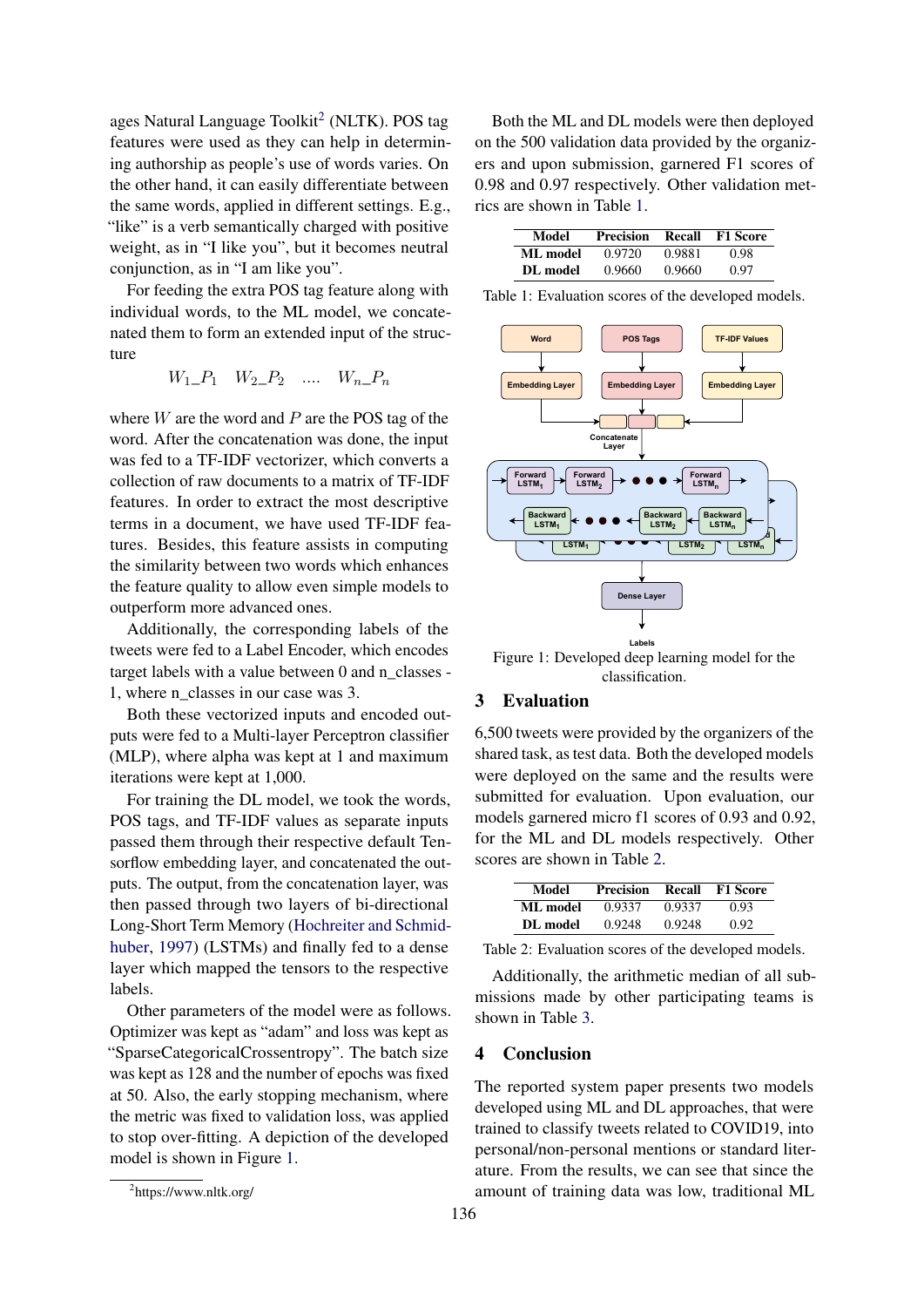ages Natural Language Toolkit[2] (NLTK). POS tag features were used as they can help in determining authorship as people's use of words varies. On the other hand, it can easily differentiate between the same words, applied in different settings. E.g., "like" is a verb semantically charged with positive weight, as in "I like you", but it becomes neutral conjunction, as in "I am like you".

For feeding the extra POS tag feature along with individual words, to the ML model, we concatenated them to form an extended input of the structure

$$W_1\_P_1 \quad W_2\_P_2 \quad .... \quad W_n\_P_n$$

where $W$ are the word and $P$ are the POS tag of the word. After the concatenation was done, the input was fed to a TF-IDF vectorizer, which converts a collection of raw documents to a matrix of TF-IDF features. In order to extract the most descriptive terms in a document, we have used TF-IDF features. Besides, this feature assists in computing the similarity between two words which enhances the feature quality to allow even simple models to outperform more advanced ones.

Additionally, the corresponding labels of the tweets were fed to a Label Encoder, which encodes target labels with a value between 0 and n_classes - 1, where n_classes in our case was 3.

Both these vectorized inputs and encoded outputs were fed to a Multi-layer Perceptron classifier (MLP), where alpha was kept at 1 and maximum iterations were kept at 1,000.

For training the DL model, we took the words, POS tags, and TF-IDF values as separate inputs passed them through their respective default Tensorflow embedding layer, and concatenated the outputs. The output, from the concatenation layer, was then passed through two layers of bi-directional Long-Short Term Memory (Hochreiter and Schmidhuber, 1997) (LSTMs) and finally fed to a dense layer which mapped the tensors to the respective labels.

Other parameters of the model were as follows. Optimizer was kept as "adam" and loss was kept as "SparseCategoricalCrossentropy". The batch size was kept as 128 and the number of epochs was fixed at 50. Also, the early stopping mechanism, where the metric was fixed to validation loss, was applied to stop over-fitting. A depiction of the developed model is shown in Figure 1.

[2] https://www.nltk.org/

Both the ML and DL models were then deployed on the 500 validation data provided by the organizers and upon submission, garnered F1 scores of 0.98 and 0.97 respectively. Other validation metrics are shown in Table 1.

| Model | Precision | Recall | F1 Score |
|---|---|---|---|
| ML model | 0.9720 | 0.9881 | 0.98 |
| DL model | 0.9660 | 0.9660 | 0.97 |

Table 1: Evaluation scores of the developed models.

Figure 1: Developed deep learning model for the classification.

## 3 Evaluation

6,500 tweets were provided by the organizers of the shared task, as test data. Both the developed models were deployed on the same and the results were submitted for evaluation. Upon evaluation, our models garnered micro f1 scores of 0.93 and 0.92, for the ML and DL models respectively. Other scores are shown in Table 2.

| Model | Precision | Recall | F1 Score |
|---|---|---|---|
| ML model | 0.9337 | 0.9337 | 0.93 |
| DL model | 0.9248 | 0.9248 | 0.92 |

Table 2: Evaluation scores of the developed models.

Additionally, the arithmetic median of all submissions made by other participating teams is shown in Table 3.

## 4 Conclusion

The reported system paper presents two models developed using ML and DL approaches, that were trained to classify tweets related to COVID19, into personal/non-personal mentions or standard literature. From the results, we can see that since the amount of training data was low, traditional ML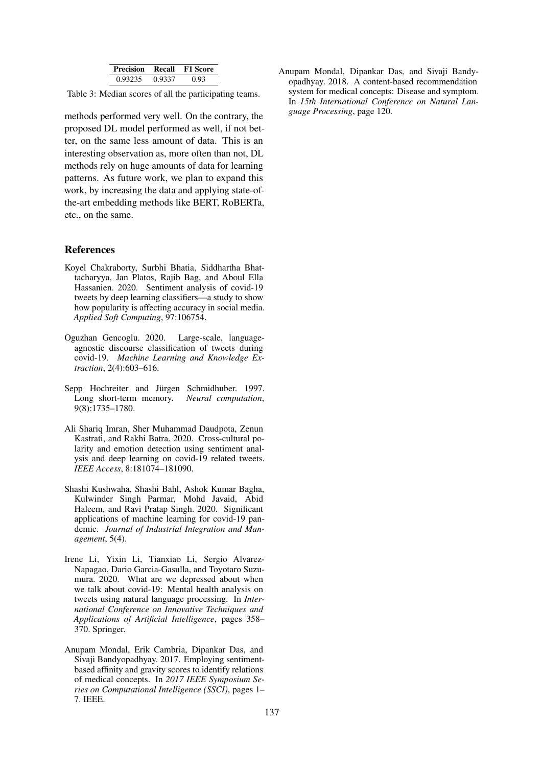| Precision | Recall | F1 Score |
|---|---|---|
| 0.93235 | 0.9337 | 0.93 |

Table 3: Median scores of all the participating teams.

methods performed very well. On the contrary, the proposed DL model performed as well, if not better, on the same less amount of data. This is an interesting observation as, more often than not, DL methods rely on huge amounts of data for learning patterns. As future work, we plan to expand this work, by increasing the data and applying state-of-the-art embedding methods like BERT, RoBERTa, etc., on the same.

## References

Koyel Chakraborty, Surbhi Bhatia, Siddhartha Bhattacharyya, Jan Platos, Rajib Bag, and Aboul Ella Hassanien. 2020. Sentiment analysis of covid-19 tweets by deep learning classifiers—a study to show how popularity is affecting accuracy in social media. *Applied Soft Computing*, 97:106754.

Oguzhan Gencoglu. 2020. Large-scale, language-agnostic discourse classification of tweets during covid-19. *Machine Learning and Knowledge Extraction*, 2(4):603–616.

Sepp Hochreiter and Jürgen Schmidhuber. 1997. Long short-term memory. *Neural computation*, 9(8):1735–1780.

Ali Shariq Imran, Sher Muhammad Daudpota, Zenun Kastrati, and Rakhi Batra. 2020. Cross-cultural polarity and emotion detection using sentiment analysis and deep learning on covid-19 related tweets. *IEEE Access*, 8:181074–181090.

Shashi Kushwaha, Shashi Bahl, Ashok Kumar Bagha, Kulwinder Singh Parmar, Mohd Javaid, Abid Haleem, and Ravi Pratap Singh. 2020. Significant applications of machine learning for covid-19 pandemic. *Journal of Industrial Integration and Management*, 5(4).

Irene Li, Yixin Li, Tianxiao Li, Sergio Alvarez-Napagao, Dario Garcia-Gasulla, and Toyotaro Suzumura. 2020. What are we depressed about when we talk about covid-19: Mental health analysis on tweets using natural language processing. In *International Conference on Innovative Techniques and Applications of Artificial Intelligence*, pages 358–370. Springer.

Anupam Mondal, Erik Cambria, Dipankar Das, and Sivaji Bandyopadhyay. 2017. Employing sentiment-based affinity and gravity scores to identify relations of medical concepts. In *2017 IEEE Symposium Series on Computational Intelligence (SSCI)*, pages 1–7. IEEE.

Anupam Mondal, Dipankar Das, and Sivaji Bandyopadhyay. 2018. A content-based recommendation system for medical concepts: Disease and symptom. In *15th International Conference on Natural Language Processing*, page 120.